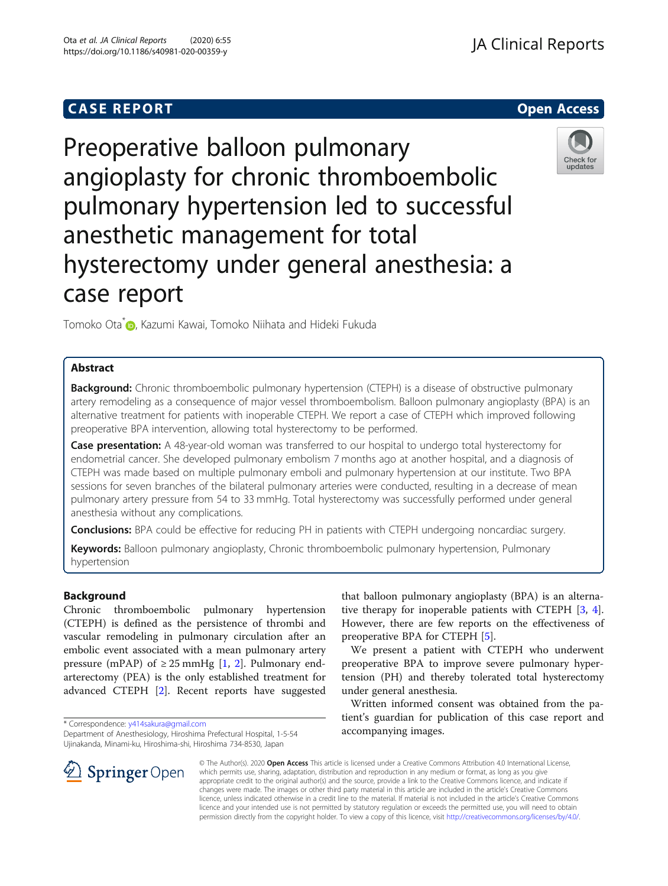CASE REPORT

Open Access

# Preoperative balloon pulmonary angioplasty for chronic thromboembolic pulmonary hypertension led to successful anesthetic management for total hysterectomy under general anesthesia: a case report

Tomoko Ota*, Kazumi Kawai, Tomoko Niihata and Hideki Fukuda

## Abstract

**Background:** Chronic thromboembolic pulmonary hypertension (CTEPH) is a disease of obstructive pulmonary artery remodeling as a consequence of major vessel thromboembolism. Balloon pulmonary angioplasty (BPA) is an alternative treatment for patients with inoperable CTEPH. We report a case of CTEPH which improved following preoperative BPA intervention, allowing total hysterectomy to be performed.

**Case presentation:** A 48-year-old woman was transferred to our hospital to undergo total hysterectomy for endometrial cancer. She developed pulmonary embolism 7 months ago at another hospital, and a diagnosis of CTEPH was made based on multiple pulmonary emboli and pulmonary hypertension at our institute. Two BPA sessions for seven branches of the bilateral pulmonary arteries were conducted, resulting in a decrease of mean pulmonary artery pressure from 54 to 33 mmHg. Total hysterectomy was successfully performed under general anesthesia without any complications.

**Conclusions:** BPA could be effective for reducing PH in patients with CTEPH undergoing noncardiac surgery.

**Keywords:** Balloon pulmonary angioplasty, Chronic thromboembolic pulmonary hypertension, Pulmonary hypertension

## Background

Chronic thromboembolic pulmonary hypertension (CTEPH) is defined as the persistence of thrombi and vascular remodeling in pulmonary circulation after an embolic event associated with a mean pulmonary artery pressure (mPAP) of ≥ 25 mmHg [1, 2]. Pulmonary endarterectomy (PEA) is the only established treatment for advanced CTEPH [2]. Recent reports have suggested that balloon pulmonary angioplasty (BPA) is an alternative therapy for inoperable patients with CTEPH [3, 4]. However, there are few reports on the effectiveness of preoperative BPA for CTEPH [5].

We present a patient with CTEPH who underwent preoperative BPA to improve severe pulmonary hypertension (PH) and thereby tolerated total hysterectomy under general anesthesia.

Written informed consent was obtained from the patient's guardian for publication of this case report and accompanying images.

* Correspondence: y414sakura@gmail.com
Department of Anesthesiology, Hiroshima Prefectural Hospital, 1-5-54 Ujinakanda, Minami-ku, Hiroshima-shi, Hiroshima 734-8530, Japan

© The Author(s). 2020 **Open Access** This article is licensed under a Creative Commons Attribution 4.0 International License, which permits use, sharing, adaptation, distribution and reproduction in any medium or format, as long as you give appropriate credit to the original author(s) and the source, provide a link to the Creative Commons licence, and indicate if changes were made. The images or other third party material in this article are included in the article's Creative Commons licence, unless indicated otherwise in a credit line to the material. If material is not included in the article's Creative Commons licence and your intended use is not permitted by statutory regulation or exceeds the permitted use, you will need to obtain permission directly from the copyright holder. To view a copy of this licence, visit http://creativecommons.org/licenses/by/4.0/.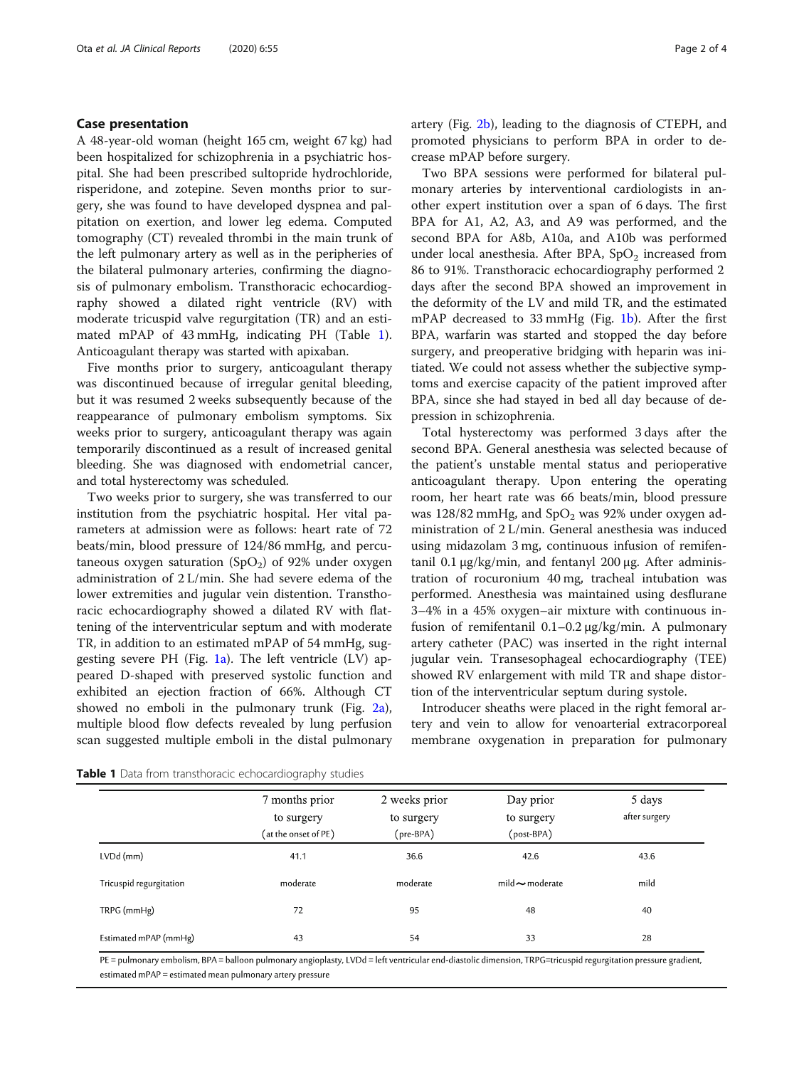## Case presentation

A 48-year-old woman (height 165 cm, weight 67 kg) had been hospitalized for schizophrenia in a psychiatric hospital. She had been prescribed sultopride hydrochloride, risperidone, and zotepine. Seven months prior to surgery, she was found to have developed dyspnea and palpitation on exertion, and lower leg edema. Computed tomography (CT) revealed thrombi in the main trunk of the left pulmonary artery as well as in the peripheries of the bilateral pulmonary arteries, confirming the diagnosis of pulmonary embolism. Transthoracic echocardiography showed a dilated right ventricle (RV) with moderate tricuspid valve regurgitation (TR) and an estimated mPAP of 43 mmHg, indicating PH (Table 1). Anticoagulant therapy was started with apixaban.

Five months prior to surgery, anticoagulant therapy was discontinued because of irregular genital bleeding, but it was resumed 2 weeks subsequently because of the reappearance of pulmonary embolism symptoms. Six weeks prior to surgery, anticoagulant therapy was again temporarily discontinued as a result of increased genital bleeding. She was diagnosed with endometrial cancer, and total hysterectomy was scheduled.

Two weeks prior to surgery, she was transferred to our institution from the psychiatric hospital. Her vital parameters at admission were as follows: heart rate of 72 beats/min, blood pressure of 124/86 mmHg, and percutaneous oxygen saturation ($SpO_2$) of 92% under oxygen administration of 2 L/min. She had severe edema of the lower extremities and jugular vein distention. Transthoracic echocardiography showed a dilated RV with flattening of the interventricular septum and with moderate TR, in addition to an estimated mPAP of 54 mmHg, suggesting severe PH (Fig. 1a). The left ventricle (LV) appeared D-shaped with preserved systolic function and exhibited an ejection fraction of 66%. Although CT showed no emboli in the pulmonary trunk (Fig. 2a), multiple blood flow defects revealed by lung perfusion scan suggested multiple emboli in the distal pulmonary artery (Fig. 2b), leading to the diagnosis of CTEPH, and promoted physicians to perform BPA in order to decrease mPAP before surgery.

Two BPA sessions were performed for bilateral pulmonary arteries by interventional cardiologists in another expert institution over a span of 6 days. The first BPA for A1, A2, A3, and A9 was performed, and the second BPA for A8b, A10a, and A10b was performed under local anesthesia. After BPA, $SpO_2$ increased from 86 to 91%. Transthoracic echocardiography performed 2 days after the second BPA showed an improvement in the deformity of the LV and mild TR, and the estimated mPAP decreased to 33 mmHg (Fig. 1b). After the first BPA, warfarin was started and stopped the day before surgery, and preoperative bridging with heparin was initiated. We could not assess whether the subjective symptoms and exercise capacity of the patient improved after BPA, since she had stayed in bed all day because of depression in schizophrenia.

Total hysterectomy was performed 3 days after the second BPA. General anesthesia was selected because of the patient's unstable mental status and perioperative anticoagulant therapy. Upon entering the operating room, her heart rate was 66 beats/min, blood pressure was 128/82 mmHg, and $SpO_2$ was 92% under oxygen administration of 2 L/min. General anesthesia was induced using midazolam 3 mg, continuous infusion of remifentanil 0.1 μg/kg/min, and fentanyl 200 μg. After administration of rocuronium 40 mg, tracheal intubation was performed. Anesthesia was maintained using desflurane 3–4% in a 45% oxygen–air mixture with continuous infusion of remifentanil 0.1–0.2 μg/kg/min. A pulmonary artery catheter (PAC) was inserted in the right internal jugular vein. Transesophageal echocardiography (TEE) showed RV enlargement with mild TR and shape distortion of the interventricular septum during systole.

Introducer sheaths were placed in the right femoral artery and vein to allow for venoarterial extracorporeal membrane oxygenation in preparation for pulmonary

**Table 1** Data from transthoracic echocardiography studies

| | 7 months prior to surgery (at the onset of PE) | 2 weeks prior to surgery (pre-BPA) | Day prior to surgery (post-BPA) | 5 days after surgery |
|---|---|---|---|---|
| LVDd (mm) | 41.1 | 36.6 | 42.6 | 43.6 |
| Tricuspid regurgitation | moderate | moderate | mild∼moderate | mild |
| TRPG (mmHg) | 72 | 95 | 48 | 40 |
| Estimated mPAP (mmHg) | 43 | 54 | 33 | 28 |

PE = pulmonary embolism, BPA = balloon pulmonary angioplasty, LVDd = left ventricular end-diastolic dimension, TRPG=tricuspid regurgitation pressure gradient, estimated mPAP = estimated mean pulmonary artery pressure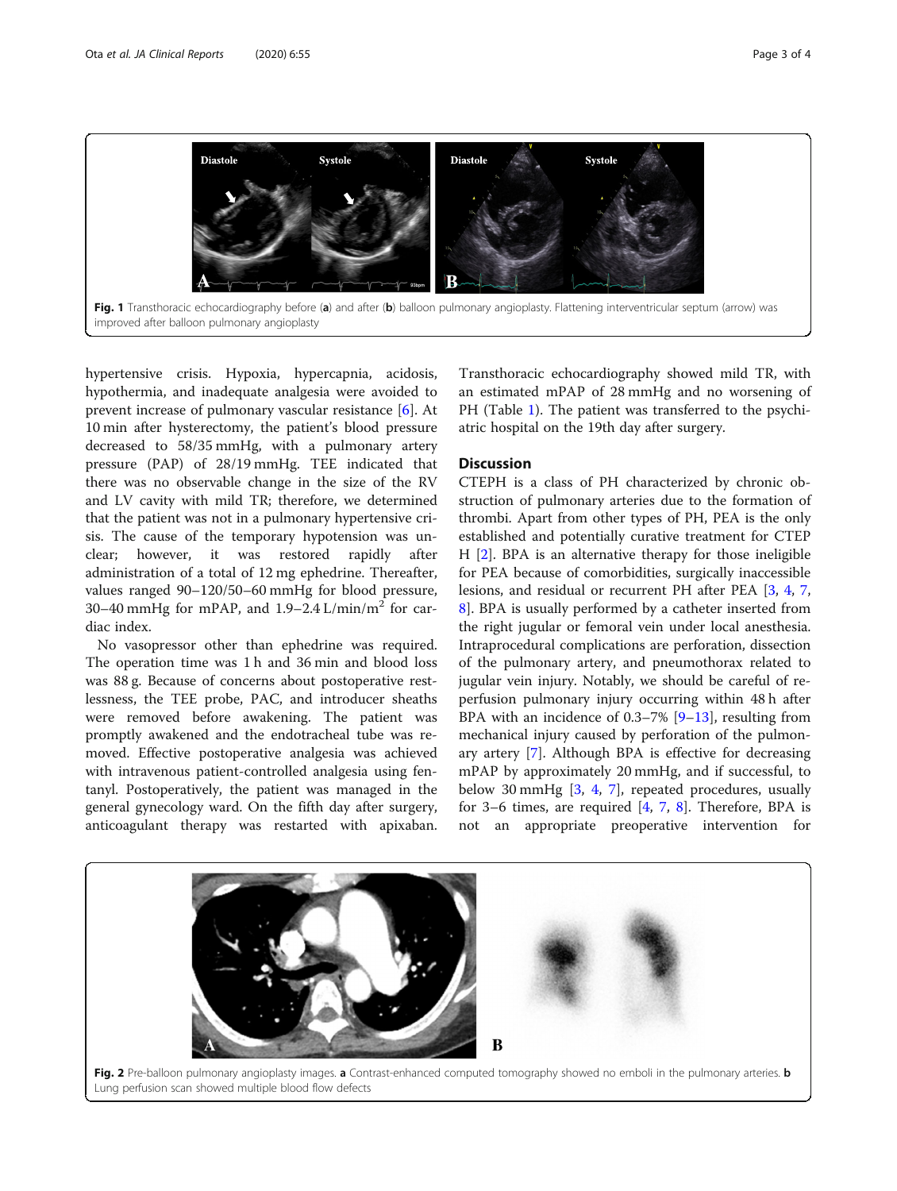Fig. 1 Transthoracic echocardiography before (a) and after (b) balloon pulmonary angioplasty. Flattening interventricular septum (arrow) was improved after balloon pulmonary angioplasty

hypertensive crisis. Hypoxia, hypercapnia, acidosis, hypothermia, and inadequate analgesia were avoided to prevent increase of pulmonary vascular resistance [6]. At 10 min after hysterectomy, the patient's blood pressure decreased to 58/35 mmHg, with a pulmonary artery pressure (PAP) of 28/19 mmHg. TEE indicated that there was no observable change in the size of the RV and LV cavity with mild TR; therefore, we determined that the patient was not in a pulmonary hypertensive crisis. The cause of the temporary hypotension was unclear; however, it was restored rapidly after administration of a total of 12 mg ephedrine. Thereafter, values ranged 90–120/50–60 mmHg for blood pressure, 30–40 mmHg for mPAP, and 1.9–2.4 L/min/m$^2$ for cardiac index.

No vasopressor other than ephedrine was required. The operation time was 1 h and 36 min and blood loss was 88 g. Because of concerns about postoperative restlessness, the TEE probe, PAC, and introducer sheaths were removed before awakening. The patient was promptly awakened and the endotracheal tube was removed. Effective postoperative analgesia was achieved with intravenous patient-controlled analgesia using fentanyl. Postoperatively, the patient was managed in the general gynecology ward. On the fifth day after surgery, anticoagulant therapy was restarted with apixaban. Transthoracic echocardiography showed mild TR, with an estimated mPAP of 28 mmHg and no worsening of PH (Table 1). The patient was transferred to the psychiatric hospital on the 19th day after surgery.

## Discussion

CTEPH is a class of PH characterized by chronic obstruction of pulmonary arteries due to the formation of thrombi. Apart from other types of PH, PEA is the only established and potentially curative treatment for CTEPH [2]. BPA is an alternative therapy for those ineligible for PEA because of comorbidities, surgically inaccessible lesions, and residual or recurrent PH after PEA [3, 4, 7, 8]. BPA is usually performed by a catheter inserted from the right jugular or femoral vein under local anesthesia. Intraprocedural complications are perforation, dissection of the pulmonary artery, and pneumothorax related to jugular vein injury. Notably, we should be careful of reperfusion pulmonary injury occurring within 48 h after BPA with an incidence of 0.3–7% [9–13], resulting from mechanical injury caused by perforation of the pulmonary artery [7]. Although BPA is effective for decreasing mPAP by approximately 20 mmHg, and if successful, to below 30 mmHg [3, 4, 7], repeated procedures, usually for 3–6 times, are required [4, 7, 8]. Therefore, BPA is not an appropriate preoperative intervention for

Fig. 2 Pre-balloon pulmonary angioplasty images. a Contrast-enhanced computed tomography showed no emboli in the pulmonary arteries. b Lung perfusion scan showed multiple blood flow defects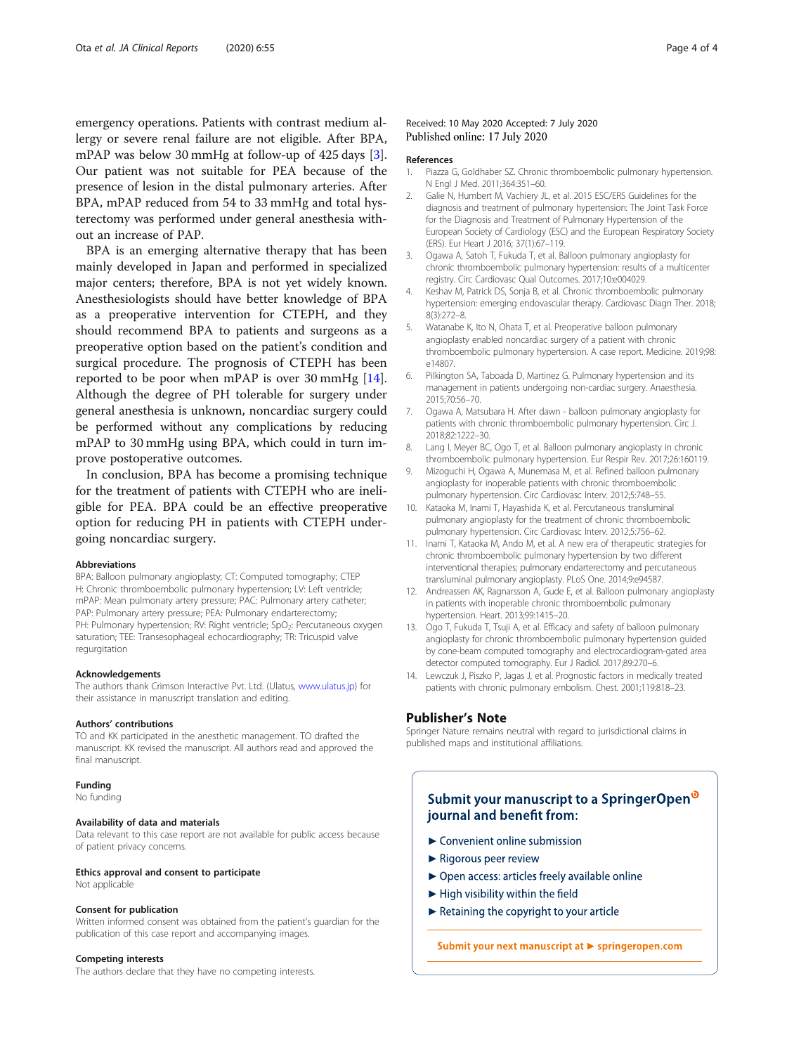emergency operations. Patients with contrast medium allergy or severe renal failure are not eligible. After BPA, mPAP was below 30 mmHg at follow-up of 425 days [3]. Our patient was not suitable for PEA because of the presence of lesion in the distal pulmonary arteries. After BPA, mPAP reduced from 54 to 33 mmHg and total hysterectomy was performed under general anesthesia without an increase of PAP.

BPA is an emerging alternative therapy that has been mainly developed in Japan and performed in specialized major centers; therefore, BPA is not yet widely known. Anesthesiologists should have better knowledge of BPA as a preoperative intervention for CTEPH, and they should recommend BPA to patients and surgeons as a preoperative option based on the patient's condition and surgical procedure. The prognosis of CTEPH has been reported to be poor when mPAP is over 30 mmHg [14]. Although the degree of PH tolerable for surgery under general anesthesia is unknown, noncardiac surgery could be performed without any complications by reducing mPAP to 30 mmHg using BPA, which could in turn improve postoperative outcomes.

In conclusion, BPA has become a promising technique for the treatment of patients with CTEPH who are ineligible for PEA. BPA could be an effective preoperative option for reducing PH in patients with CTEPH undergoing noncardiac surgery.

#### Abbreviations

BPA: Balloon pulmonary angioplasty; CT: Computed tomography; CTEPH: Chronic thromboembolic pulmonary hypertension; LV: Left ventricle; mPAP: Mean pulmonary artery pressure; PAC: Pulmonary artery catheter; PAP: Pulmonary artery pressure; PEA: Pulmonary endarterectomy; PH: Pulmonary hypertension; RV: Right ventricle; $SpO_2$: Percutaneous oxygen saturation; TEE: Transesophageal echocardiography; TR: Tricuspid valve regurgitation

#### Acknowledgements

The authors thank Crimson Interactive Pvt. Ltd. (Ulatus, www.ulatus.jp) for their assistance in manuscript translation and editing.

#### Authors' contributions

TO and KK participated in the anesthetic management. TO drafted the manuscript. KK revised the manuscript. All authors read and approved the final manuscript.

#### Funding

No funding

#### Availability of data and materials

Data relevant to this case report are not available for public access because of patient privacy concerns.

#### Ethics approval and consent to participate

Not applicable

#### Consent for publication

Written informed consent was obtained from the patient's guardian for the publication of this case report and accompanying images.

#### Competing interests

The authors declare that they have no competing interests.

Received: 10 May 2020 Accepted: 7 July 2020
Published online: 17 July 2020

#### References

1. Piazza G, Goldhaber SZ. Chronic thromboembolic pulmonary hypertension. N Engl J Med. 2011;364:351–60.
2. Galie N, Humbert M, Vachiery JL, et al. 2015 ESC/ERS Guidelines for the diagnosis and treatment of pulmonary hypertension: The Joint Task Force for the Diagnosis and Treatment of Pulmonary Hypertension of the European Society of Cardiology (ESC) and the European Respiratory Society (ERS). Eur Heart J 2016; 37(1):67–119.
3. Ogawa A, Satoh T, Fukuda T, et al. Balloon pulmonary angioplasty for chronic thromboembolic pulmonary hypertension: results of a multicenter registry. Circ Cardiovasc Qual Outcomes. 2017;10:e004029.
4. Keshav M, Patrick DS, Sonja B, et al. Chronic thromboembolic pulmonary hypertension: emerging endovascular therapy. Cardiovasc Diagn Ther. 2018; 8(3):272–8.
5. Watanabe K, Ito N, Ohata T, et al. Preoperative balloon pulmonary angioplasty enabled noncardiac surgery of a patient with chronic thromboembolic pulmonary hypertension. A case report. Medicine. 2019;98: e14807.
6. Pilkington SA, Taboada D, Martinez G. Pulmonary hypertension and its management in patients undergoing non-cardiac surgery. Anaesthesia. 2015;70:56–70.
7. Ogawa A, Matsubara H. After dawn - balloon pulmonary angioplasty for patients with chronic thromboembolic pulmonary hypertension. Circ J. 2018;82:1222–30.
8. Lang I, Meyer BC, Ogo T, et al. Balloon pulmonary angioplasty in chronic thromboembolic pulmonary hypertension. Eur Respir Rev. 2017;26:160119.
9. Mizoguchi H, Ogawa A, Munemasa M, et al. Refined balloon pulmonary angioplasty for inoperable patients with chronic thromboembolic pulmonary hypertension. Circ Cardiovasc Interv. 2012;5:748–55.
10. Kataoka M, Inami T, Hayashida K, et al. Percutaneous transluminal pulmonary angioplasty for the treatment of chronic thromboembolic pulmonary hypertension. Circ Cardiovasc Interv. 2012;5:756–62.
11. Inami T, Kataoka M, Ando M, et al. A new era of therapeutic strategies for chronic thromboembolic pulmonary hypertension by two different interventional therapies; pulmonary endarterectomy and percutaneous transluminal pulmonary angioplasty. PLoS One. 2014;9:e94587.
12. Andreassen AK, Ragnarsson A, Gude E, et al. Balloon pulmonary angioplasty in patients with inoperable chronic thromboembolic pulmonary hypertension. Heart. 2013;99:1415–20.
13. Ogo T, Fukuda T, Tsuji A, et al. Efficacy and safety of balloon pulmonary angioplasty for chronic thromboembolic pulmonary hypertension guided by cone-beam computed tomography and electrocardiogram-gated area detector computed tomography. Eur J Radiol. 2017;89:270–6.
14. Lewczuk J, Piszko P, Jagas J, et al. Prognostic factors in medically treated patients with chronic pulmonary embolism. Chest. 2001;119:818–23.

### Publisher's Note

Springer Nature remains neutral with regard to jurisdictional claims in published maps and institutional affiliations.